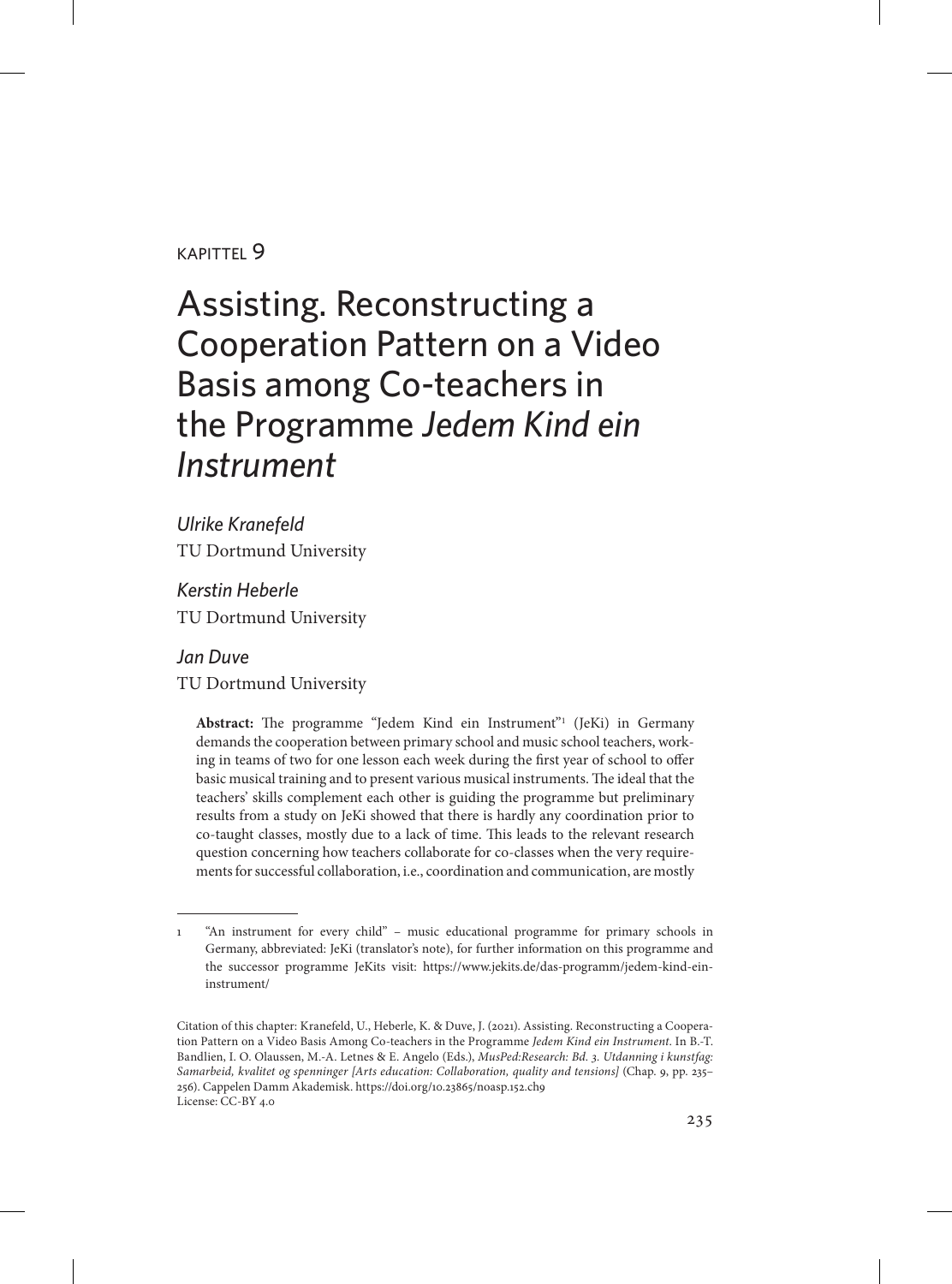KAPITTEL 9

# Assisting. Reconstructing a Cooperation Pattern on a Video Basis among Co-teachers in the Programme *Jedem Kind ein Instrument*

*Ulrike Kranefeld*
TU Dortmund University

*Kerstin Heberle*
TU Dortmund University

*Jan Duve*
TU Dortmund University

**Abstract:** The programme "Jedem Kind ein Instrument"[1] (JeKi) in Germany demands the cooperation between primary school and music school teachers, working in teams of two for one lesson each week during the first year of school to offer basic musical training and to present various musical instruments. The ideal that the teachers' skills complement each other is guiding the programme but preliminary results from a study on JeKi showed that there is hardly any coordination prior to co-taught classes, mostly due to a lack of time. This leads to the relevant research question concerning how teachers collaborate for co-classes when the very requirements for successful collaboration, i.e., coordination and communication, are mostly

---

1 "An instrument for every child" – music educational programme for primary schools in Germany, abbreviated: JeKi (translator's note), for further information on this programme and the successor programme JeKits visit: https://www.jekits.de/das-programm/jedem-kind-ein-instrument/

Citation of this chapter: Kranefeld, U., Heberle, K. & Duve, J. (2021). Assisting. Reconstructing a Cooperation Pattern on a Video Basis Among Co-teachers in the Programme *Jedem Kind ein Instrument*. In B.-T. Bandlien, I. O. Olaussen, M.-A. Letnes & E. Angelo (Eds.), *MusPed:Research: Bd. 3. Utdanning i kunstfag: Samarbeid, kvalitet og spenninger [Arts education: Collaboration, quality and tensions]* (Chap. 9, pp. 235–256). Cappelen Damm Akademisk. https://doi.org/10.23865/noasp.152.ch9
License: CC-BY 4.0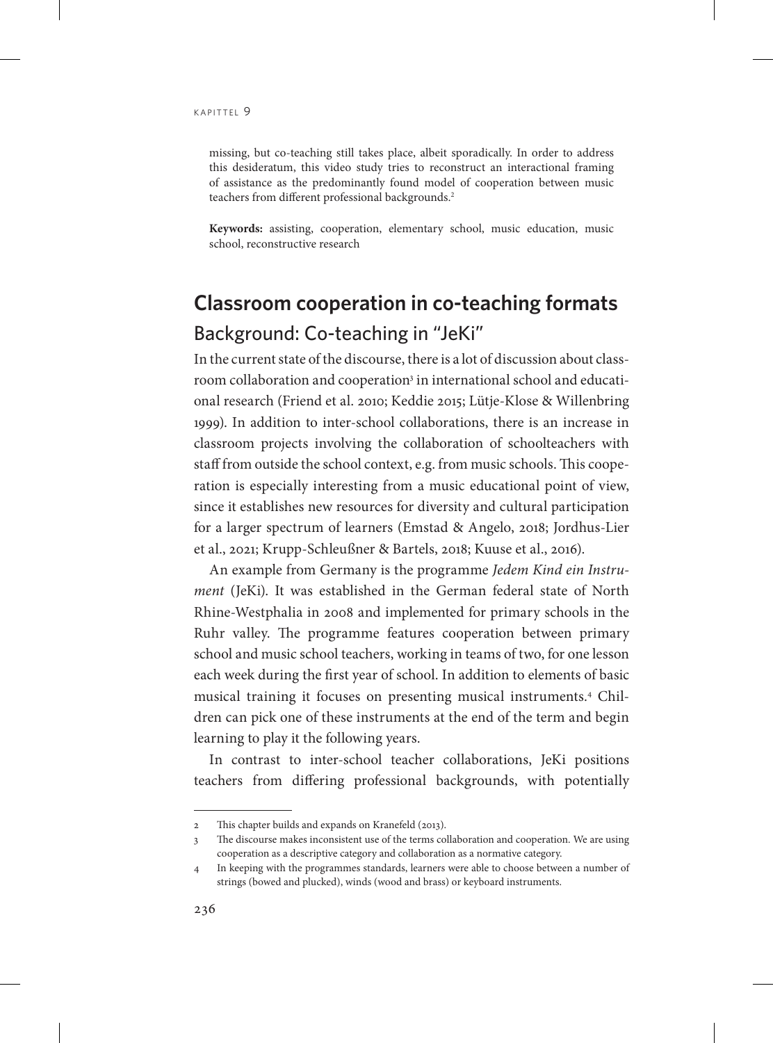missing, but co-teaching still takes place, albeit sporadically. In order to address this desideratum, this video study tries to reconstruct an interactional framing of assistance as the predominantly found model of cooperation between music teachers from different professional backgrounds.[2]

**Keywords:** assisting, cooperation, elementary school, music education, music school, reconstructive research

# Classroom cooperation in co-teaching formats

## Background: Co-teaching in "JeKi"

In the current state of the discourse, there is a lot of discussion about classroom collaboration and cooperation[3] in international school and educational research (Friend et al. 2010; Keddie 2015; Lütje-Klose & Willenbring 1999). In addition to inter-school collaborations, there is an increase in classroom projects involving the collaboration of schoolteachers with staff from outside the school context, e.g. from music schools. This cooperation is especially interesting from a music educational point of view, since it establishes new resources for diversity and cultural participation for a larger spectrum of learners (Emstad & Angelo, 2018; Jordhus-Lier et al., 2021; Krupp-Schleußner & Bartels, 2018; Kuuse et al., 2016).

An example from Germany is the programme *Jedem Kind ein Instrument* (JeKi). It was established in the German federal state of North Rhine-Westphalia in 2008 and implemented for primary schools in the Ruhr valley. The programme features cooperation between primary school and music school teachers, working in teams of two, for one lesson each week during the first year of school. In addition to elements of basic musical training it focuses on presenting musical instruments.[4] Children can pick one of these instruments at the end of the term and begin learning to play it the following years.

In contrast to inter-school teacher collaborations, JeKi positions teachers from differing professional backgrounds, with potentially

---

2 This chapter builds and expands on Kranefeld (2013).

3 The discourse makes inconsistent use of the terms collaboration and cooperation. We are using cooperation as a descriptive category and collaboration as a normative category.

4 In keeping with the programmes standards, learners were able to choose between a number of strings (bowed and plucked), winds (wood and brass) or keyboard instruments.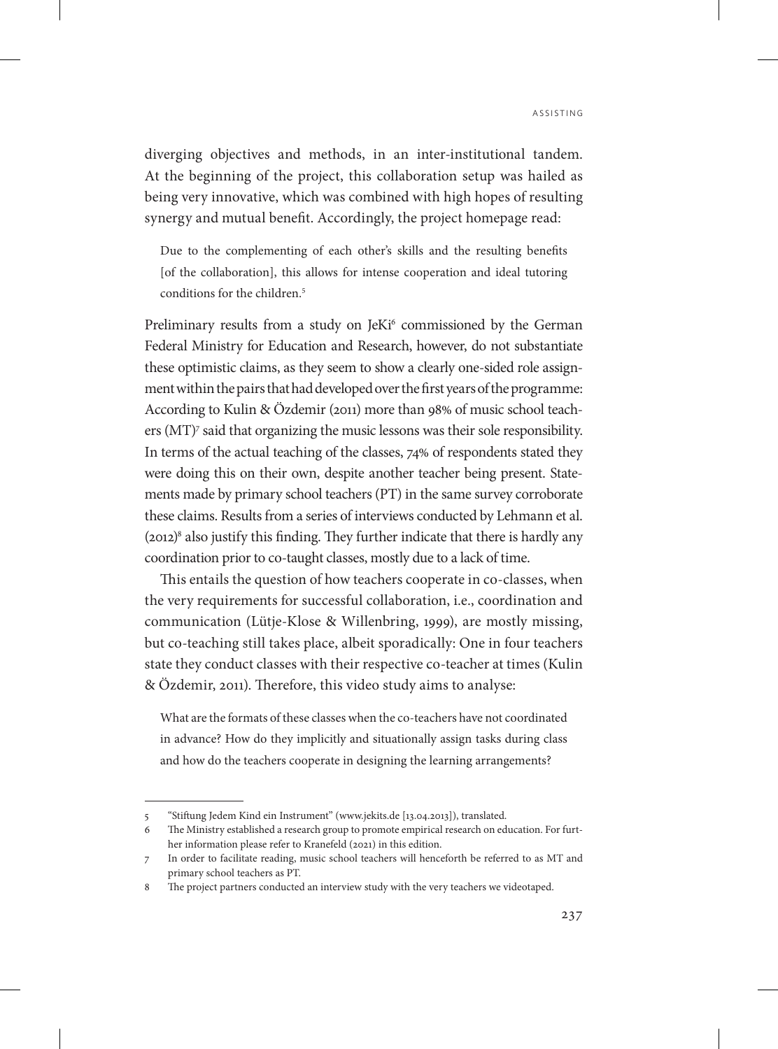diverging objectives and methods, in an inter-institutional tandem. At the beginning of the project, this collaboration setup was hailed as being very innovative, which was combined with high hopes of resulting synergy and mutual benefit. Accordingly, the project homepage read:

> Due to the complementing of each other's skills and the resulting benefits [of the collaboration], this allows for intense cooperation and ideal tutoring conditions for the children.[5]

Preliminary results from a study on JeKi[6] commissioned by the German Federal Ministry for Education and Research, however, do not substantiate these optimistic claims, as they seem to show a clearly one-sided role assignment within the pairs that had developed over the first years of the programme: According to Kulin & Özdemir (2011) more than 98% of music school teachers (MT)[7] said that organizing the music lessons was their sole responsibility. In terms of the actual teaching of the classes, 74% of respondents stated they were doing this on their own, despite another teacher being present. Statements made by primary school teachers (PT) in the same survey corroborate these claims. Results from a series of interviews conducted by Lehmann et al. (2012)[8] also justify this finding. They further indicate that there is hardly any coordination prior to co-taught classes, mostly due to a lack of time.

This entails the question of how teachers cooperate in co-classes, when the very requirements for successful collaboration, i.e., coordination and communication (Lütje-Klose & Willenbring, 1999), are mostly missing, but co-teaching still takes place, albeit sporadically: One in four teachers state they conduct classes with their respective co-teacher at times (Kulin & Özdemir, 2011). Therefore, this video study aims to analyse:

> What are the formats of these classes when the co-teachers have not coordinated in advance? How do they implicitly and situationally assign tasks during class and how do the teachers cooperate in designing the learning arrangements?

---

5 "Stiftung Jedem Kind ein Instrument" (www.jekits.de [13.04.2013]), translated.

6 The Ministry established a research group to promote empirical research on education. For further information please refer to Kranefeld (2021) in this edition.

7 In order to facilitate reading, music school teachers will henceforth be referred to as MT and primary school teachers as PT.

8 The project partners conducted an interview study with the very teachers we videotaped.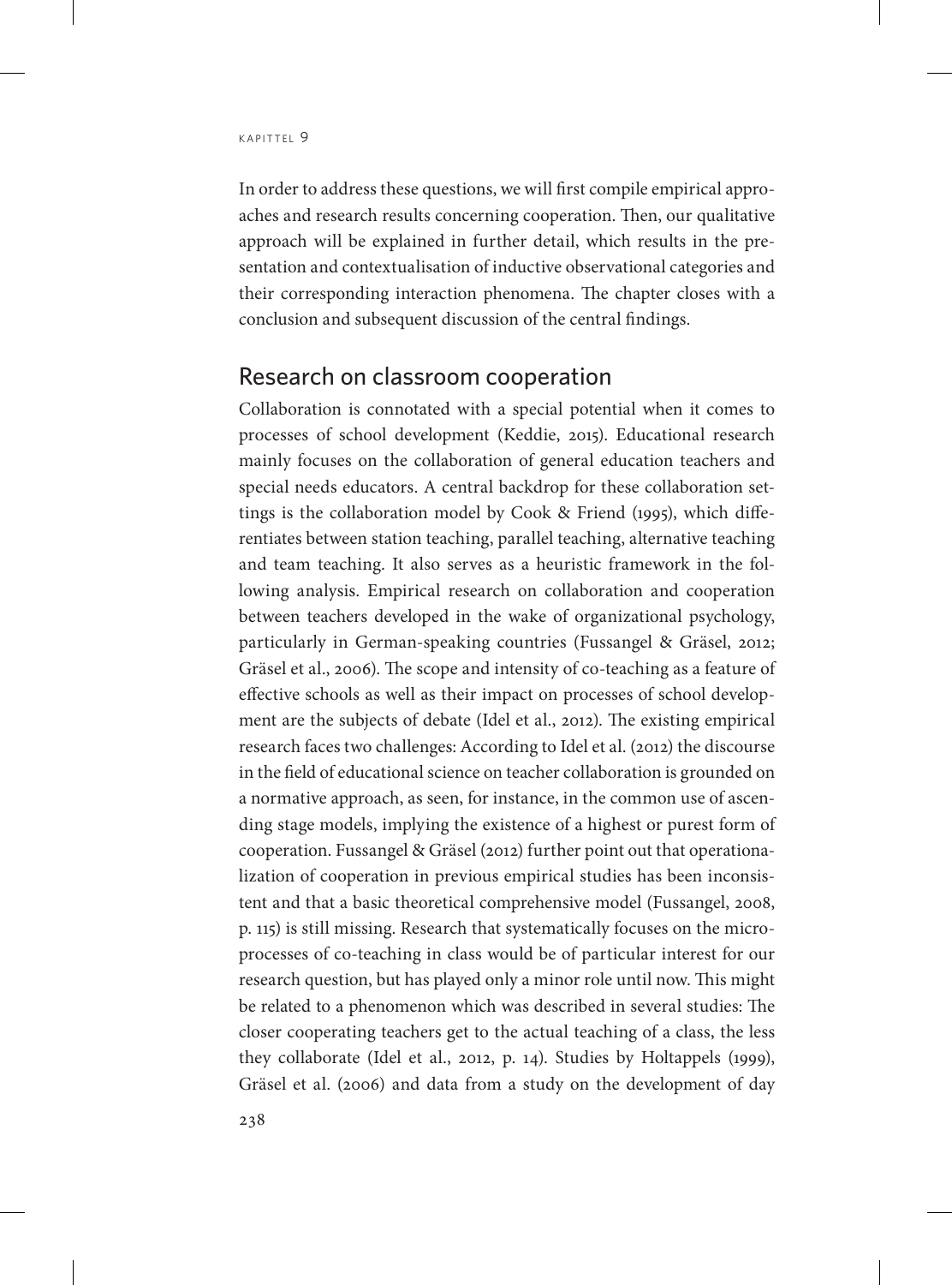In order to address these questions, we will first compile empirical approaches and research results concerning cooperation. Then, our qualitative approach will be explained in further detail, which results in the presentation and contextualisation of inductive observational categories and their corresponding interaction phenomena. The chapter closes with a conclusion and subsequent discussion of the central findings.

## Research on classroom cooperation

Collaboration is connotated with a special potential when it comes to processes of school development (Keddie, 2015). Educational research mainly focuses on the collaboration of general education teachers and special needs educators. A central backdrop for these collaboration settings is the collaboration model by Cook & Friend (1995), which differentiates between station teaching, parallel teaching, alternative teaching and team teaching. It also serves as a heuristic framework in the following analysis. Empirical research on collaboration and cooperation between teachers developed in the wake of organizational psychology, particularly in German-speaking countries (Fussangel & Gräsel, 2012; Gräsel et al., 2006). The scope and intensity of co-teaching as a feature of effective schools as well as their impact on processes of school development are the subjects of debate (Idel et al., 2012). The existing empirical research faces two challenges: According to Idel et al. (2012) the discourse in the field of educational science on teacher collaboration is grounded on a normative approach, as seen, for instance, in the common use of ascending stage models, implying the existence of a highest or purest form of cooperation. Fussangel & Gräsel (2012) further point out that operationalization of cooperation in previous empirical studies has been inconsistent and that a basic theoretical comprehensive model (Fussangel, 2008, p. 115) is still missing. Research that systematically focuses on the micro-processes of co-teaching in class would be of particular interest for our research question, but has played only a minor role until now. This might be related to a phenomenon which was described in several studies: The closer cooperating teachers get to the actual teaching of a class, the less they collaborate (Idel et al., 2012, p. 14). Studies by Holtappels (1999), Gräsel et al. (2006) and data from a study on the development of day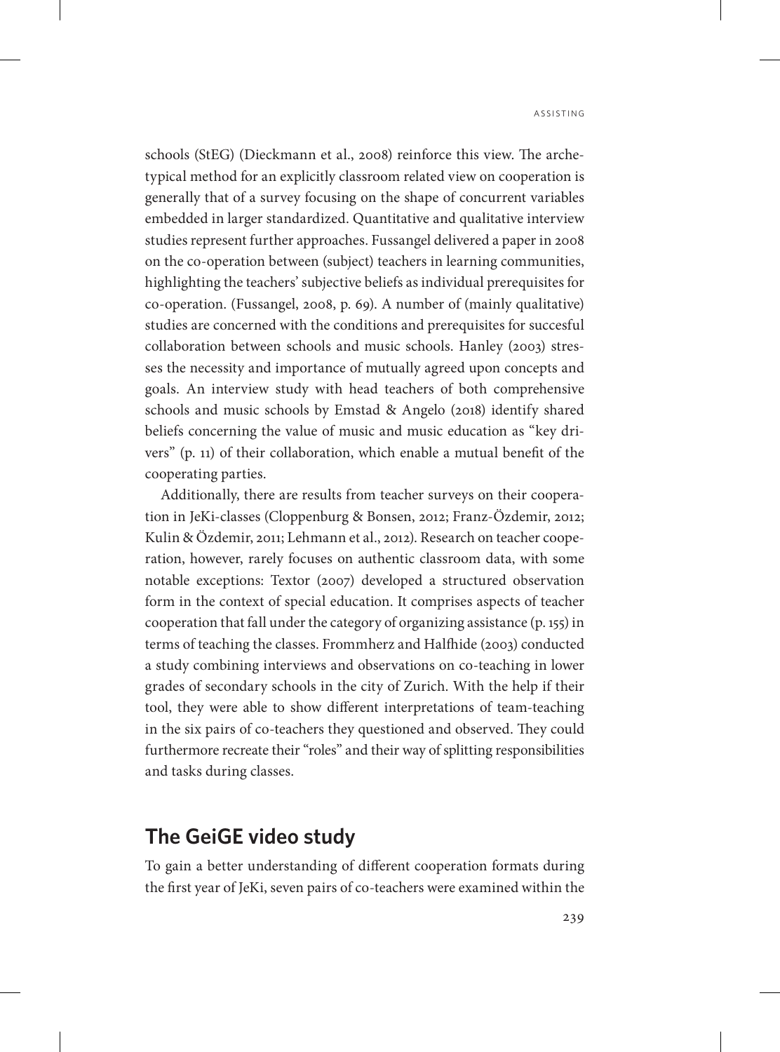schools (StEG) (Dieckmann et al., 2008) reinforce this view. The archetypical method for an explicitly classroom related view on cooperation is generally that of a survey focusing on the shape of concurrent variables embedded in larger standardized. Quantitative and qualitative interview studies represent further approaches. Fussangel delivered a paper in 2008 on the co-operation between (subject) teachers in learning communities, highlighting the teachers' subjective beliefs as individual prerequisites for co-operation. (Fussangel, 2008, p. 69). A number of (mainly qualitative) studies are concerned with the conditions and prerequisites for succesful collaboration between schools and music schools. Hanley (2003) stresses the necessity and importance of mutually agreed upon concepts and goals. An interview study with head teachers of both comprehensive schools and music schools by Emstad & Angelo (2018) identify shared beliefs concerning the value of music and music education as "key drivers" (p. 11) of their collaboration, which enable a mutual benefit of the cooperating parties.

Additionally, there are results from teacher surveys on their cooperation in JeKi-classes (Cloppenburg & Bonsen, 2012; Franz-Özdemir, 2012; Kulin & Özdemir, 2011; Lehmann et al., 2012). Research on teacher cooperation, however, rarely focuses on authentic classroom data, with some notable exceptions: Textor (2007) developed a structured observation form in the context of special education. It comprises aspects of teacher cooperation that fall under the category of organizing assistance (p. 155) in terms of teaching the classes. Frommherz and Halfhide (2003) conducted a study combining interviews and observations on co-teaching in lower grades of secondary schools in the city of Zurich. With the help if their tool, they were able to show different interpretations of team-teaching in the six pairs of co-teachers they questioned and observed. They could furthermore recreate their "roles" and their way of splitting responsibilities and tasks during classes.

## The GeiGE video study

To gain a better understanding of different cooperation formats during the first year of JeKi, seven pairs of co-teachers were examined within the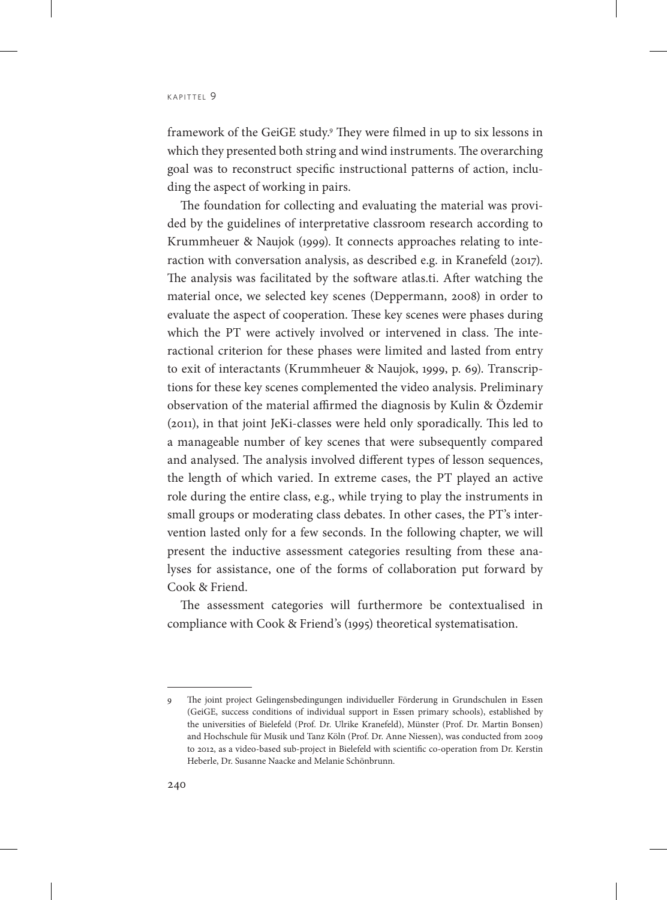framework of the GeiGE study.[9] They were filmed in up to six lessons in which they presented both string and wind instruments. The overarching goal was to reconstruct specific instructional patterns of action, including the aspect of working in pairs.

The foundation for collecting and evaluating the material was provided by the guidelines of interpretative classroom research according to Krummheuer & Naujok (1999). It connects approaches relating to interaction with conversation analysis, as described e.g. in Kranefeld (2017). The analysis was facilitated by the software atlas.ti. After watching the material once, we selected key scenes (Deppermann, 2008) in order to evaluate the aspect of cooperation. These key scenes were phases during which the PT were actively involved or intervened in class. The interactional criterion for these phases were limited and lasted from entry to exit of interactants (Krummheuer & Naujok, 1999, p. 69). Transcriptions for these key scenes complemented the video analysis. Preliminary observation of the material affirmed the diagnosis by Kulin & Özdemir (2011), in that joint JeKi-classes were held only sporadically. This led to a manageable number of key scenes that were subsequently compared and analysed. The analysis involved different types of lesson sequences, the length of which varied. In extreme cases, the PT played an active role during the entire class, e.g., while trying to play the instruments in small groups or moderating class debates. In other cases, the PT's intervention lasted only for a few seconds. In the following chapter, we will present the inductive assessment categories resulting from these analyses for assistance, one of the forms of collaboration put forward by Cook & Friend.

The assessment categories will furthermore be contextualised in compliance with Cook & Friend's (1995) theoretical systematisation.

---

[9] The joint project Gelingensbedingungen individueller Förderung in Grundschulen in Essen (GeiGE, success conditions of individual support in Essen primary schools), established by the universities of Bielefeld (Prof. Dr. Ulrike Kranefeld), Münster (Prof. Dr. Martin Bonsen) and Hochschule für Musik und Tanz Köln (Prof. Dr. Anne Niessen), was conducted from 2009 to 2012, as a video-based sub-project in Bielefeld with scientific co-operation from Dr. Kerstin Heberle, Dr. Susanne Naacke and Melanie Schönbrunn.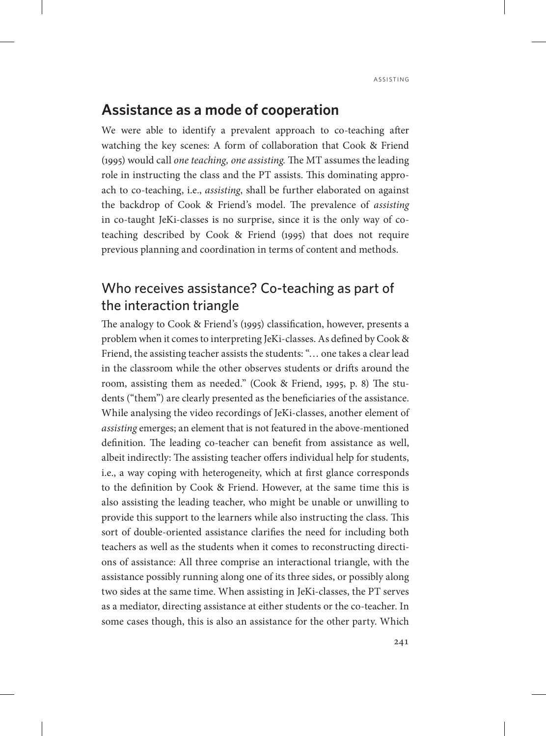## Assistance as a mode of cooperation

We were able to identify a prevalent approach to co-teaching after watching the key scenes: A form of collaboration that Cook & Friend (1995) would call *one teaching, one assisting.* The MT assumes the leading role in instructing the class and the PT assists. This dominating approach to co-teaching, i.e., *assisting*, shall be further elaborated on against the backdrop of Cook & Friend's model. The prevalence of *assisting* in co-taught JeKi-classes is no surprise, since it is the only way of co-teaching described by Cook & Friend (1995) that does not require previous planning and coordination in terms of content and methods.

## Who receives assistance? Co-teaching as part of the interaction triangle

The analogy to Cook & Friend's (1995) classification, however, presents a problem when it comes to interpreting JeKi-classes. As defined by Cook & Friend, the assisting teacher assists the students: "… one takes a clear lead in the classroom while the other observes students or drifts around the room, assisting them as needed." (Cook & Friend, 1995, p. 8) The students ("them") are clearly presented as the beneficiaries of the assistance. While analysing the video recordings of JeKi-classes, another element of *assisting* emerges; an element that is not featured in the above-mentioned definition. The leading co-teacher can benefit from assistance as well, albeit indirectly: The assisting teacher offers individual help for students, i.e., a way coping with heterogeneity, which at first glance corresponds to the definition by Cook & Friend. However, at the same time this is also assisting the leading teacher, who might be unable or unwilling to provide this support to the learners while also instructing the class. This sort of double-oriented assistance clarifies the need for including both teachers as well as the students when it comes to reconstructing directions of assistance: All three comprise an interactional triangle, with the assistance possibly running along one of its three sides, or possibly along two sides at the same time. When assisting in JeKi-classes, the PT serves as a mediator, directing assistance at either students or the co-teacher. In some cases though, this is also an assistance for the other party. Which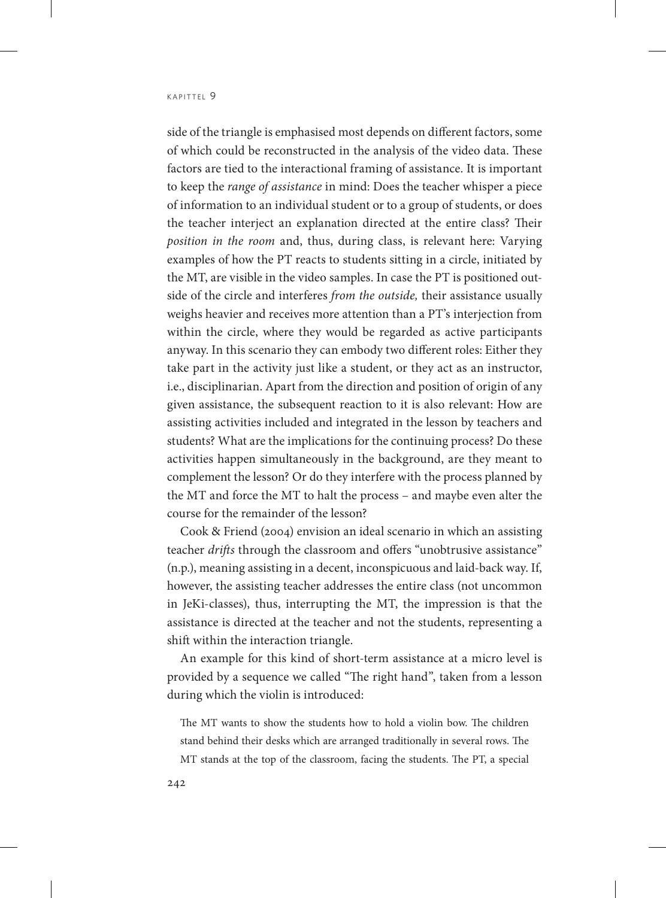side of the triangle is emphasised most depends on different factors, some of which could be reconstructed in the analysis of the video data. These factors are tied to the interactional framing of assistance. It is important to keep the *range of assistance* in mind: Does the teacher whisper a piece of information to an individual student or to a group of students, or does the teacher interject an explanation directed at the entire class? Their *position in the room* and, thus, during class, is relevant here: Varying examples of how the PT reacts to students sitting in a circle, initiated by the MT, are visible in the video samples. In case the PT is positioned outside of the circle and interferes *from the outside,* their assistance usually weighs heavier and receives more attention than a PT's interjection from within the circle, where they would be regarded as active participants anyway. In this scenario they can embody two different roles: Either they take part in the activity just like a student, or they act as an instructor, i.e., disciplinarian. Apart from the direction and position of origin of any given assistance, the subsequent reaction to it is also relevant: How are assisting activities included and integrated in the lesson by teachers and students? What are the implications for the continuing process? Do these activities happen simultaneously in the background, are they meant to complement the lesson? Or do they interfere with the process planned by the MT and force the MT to halt the process – and maybe even alter the course for the remainder of the lesson?

Cook & Friend (2004) envision an ideal scenario in which an assisting teacher *drifts* through the classroom and offers "unobtrusive assistance" (n.p.), meaning assisting in a decent, inconspicuous and laid-back way. If, however, the assisting teacher addresses the entire class (not uncommon in JeKi-classes), thus, interrupting the MT, the impression is that the assistance is directed at the teacher and not the students, representing a shift within the interaction triangle.

An example for this kind of short-term assistance at a micro level is provided by a sequence we called "The right hand", taken from a lesson during which the violin is introduced:

> The MT wants to show the students how to hold a violin bow. The children stand behind their desks which are arranged traditionally in several rows. The MT stands at the top of the classroom, facing the students. The PT, a special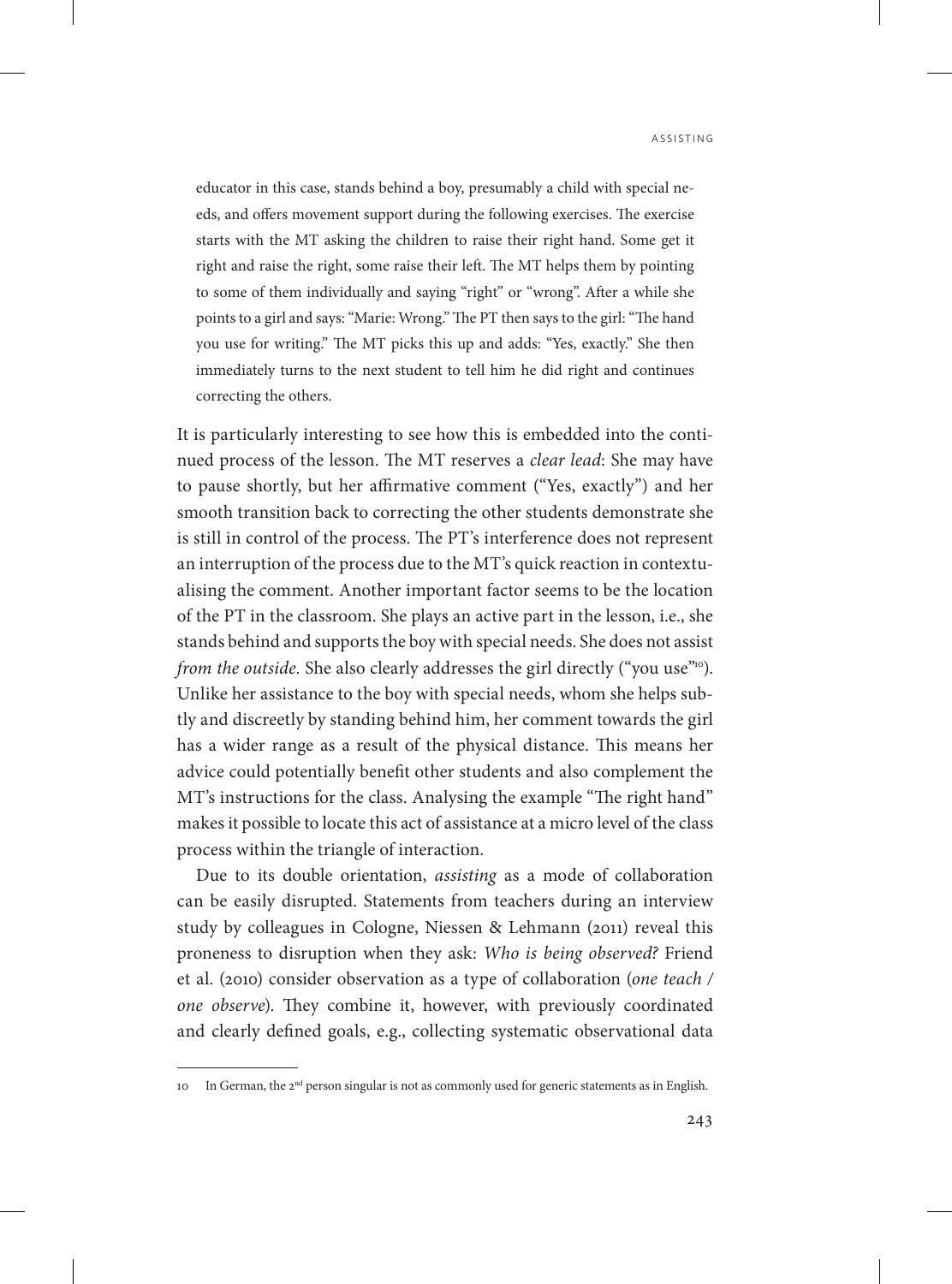> educator in this case, stands behind a boy, presumably a child with special needs, and offers movement support during the following exercises. The exercise starts with the MT asking the children to raise their right hand. Some get it right and raise the right, some raise their left. The MT helps them by pointing to some of them individually and saying "right" or "wrong". After a while she points to a girl and says: "Marie: Wrong." The PT then says to the girl: "The hand you use for writing." The MT picks this up and adds: "Yes, exactly." She then immediately turns to the next student to tell him he did right and continues correcting the others.

It is particularly interesting to see how this is embedded into the continued process of the lesson. The MT reserves a *clear lead*: She may have to pause shortly, but her affirmative comment ("Yes, exactly") and her smooth transition back to correcting the other students demonstrate she is still in control of the process. The PT's interference does not represent an interruption of the process due to the MT's quick reaction in contextualising the comment. Another important factor seems to be the location of the PT in the classroom. She plays an active part in the lesson, i.e., she stands behind and supports the boy with special needs. She does not assist *from the outside.* She also clearly addresses the girl directly ("you use"[10]). Unlike her assistance to the boy with special needs, whom she helps subtly and discreetly by standing behind him, her comment towards the girl has a wider range as a result of the physical distance. This means her advice could potentially benefit other students and also complement the MT's instructions for the class. Analysing the example "The right hand" makes it possible to locate this act of assistance at a micro level of the class process within the triangle of interaction.

Due to its double orientation, *assisting* as a mode of collaboration can be easily disrupted. Statements from teachers during an interview study by colleagues in Cologne, Niessen & Lehmann (2011) reveal this proneness to disruption when they ask: *Who is being observed?* Friend et al. (2010) consider observation as a type of collaboration (*one teach / one observe*). They combine it, however, with previously coordinated and clearly defined goals, e.g., collecting systematic observational data

---

10 In German, the 2nd person singular is not as commonly used for generic statements as in English.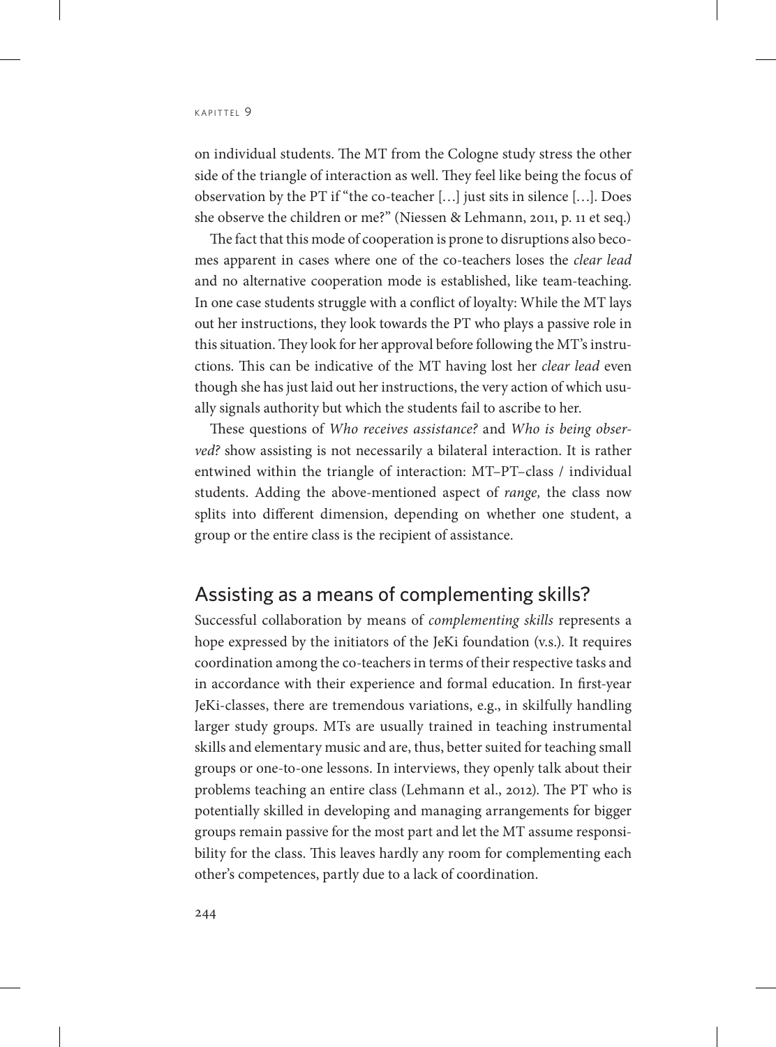on individual students. The MT from the Cologne study stress the other side of the triangle of interaction as well. They feel like being the focus of observation by the PT if "the co-teacher […] just sits in silence […]. Does she observe the children or me?" (Niessen & Lehmann, 2011, p. 11 et seq.)

The fact that this mode of cooperation is prone to disruptions also becomes apparent in cases where one of the co-teachers loses the *clear lead* and no alternative cooperation mode is established, like team-teaching. In one case students struggle with a conflict of loyalty: While the MT lays out her instructions, they look towards the PT who plays a passive role in this situation. They look for her approval before following the MT's instructions. This can be indicative of the MT having lost her *clear lead* even though she has just laid out her instructions, the very action of which usually signals authority but which the students fail to ascribe to her.

These questions of *Who receives assistance?* and *Who is being observed?* show assisting is not necessarily a bilateral interaction. It is rather entwined within the triangle of interaction: MT–PT–class / individual students. Adding the above-mentioned aspect of *range,* the class now splits into different dimension, depending on whether one student, a group or the entire class is the recipient of assistance.

## Assisting as a means of complementing skills?

Successful collaboration by means of *complementing skills* represents a hope expressed by the initiators of the JeKi foundation (v.s.). It requires coordination among the co-teachers in terms of their respective tasks and in accordance with their experience and formal education. In first-year JeKi-classes, there are tremendous variations, e.g., in skilfully handling larger study groups. MTs are usually trained in teaching instrumental skills and elementary music and are, thus, better suited for teaching small groups or one-to-one lessons. In interviews, they openly talk about their problems teaching an entire class (Lehmann et al., 2012). The PT who is potentially skilled in developing and managing arrangements for bigger groups remain passive for the most part and let the MT assume responsibility for the class. This leaves hardly any room for complementing each other's competences, partly due to a lack of coordination.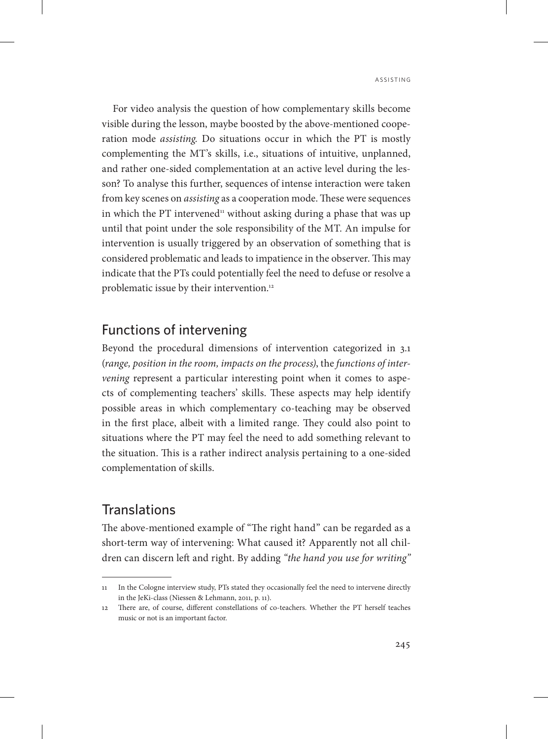For video analysis the question of how complementary skills become visible during the lesson, maybe boosted by the above-mentioned cooperation mode *assisting.* Do situations occur in which the PT is mostly complementing the MT's skills, i.e., situations of intuitive, unplanned, and rather one-sided complementation at an active level during the lesson? To analyse this further, sequences of intense interaction were taken from key scenes on *assisting* as a cooperation mode. These were sequences in which the PT intervened[11] without asking during a phase that was up until that point under the sole responsibility of the MT. An impulse for intervention is usually triggered by an observation of something that is considered problematic and leads to impatience in the observer. This may indicate that the PTs could potentially feel the need to defuse or resolve a problematic issue by their intervention.[12]

## Functions of intervening

Beyond the procedural dimensions of intervention categorized in 3.1 (*range, position in the room, impacts on the process*), the *functions of intervening* represent a particular interesting point when it comes to aspects of complementing teachers' skills. These aspects may help identify possible areas in which complementary co-teaching may be observed in the first place, albeit with a limited range. They could also point to situations where the PT may feel the need to add something relevant to the situation. This is a rather indirect analysis pertaining to a one-sided complementation of skills.

## Translations

The above-mentioned example of "The right hand" can be regarded as a short-term way of intervening: What caused it? Apparently not all children can discern left and right. By adding *"the hand you use for writing"*

---

11 In the Cologne interview study, PTs stated they occasionally feel the need to intervene directly in the JeKi-class (Niessen & Lehmann, 2011, p. 11).

12 There are, of course, different constellations of co-teachers. Whether the PT herself teaches music or not is an important factor.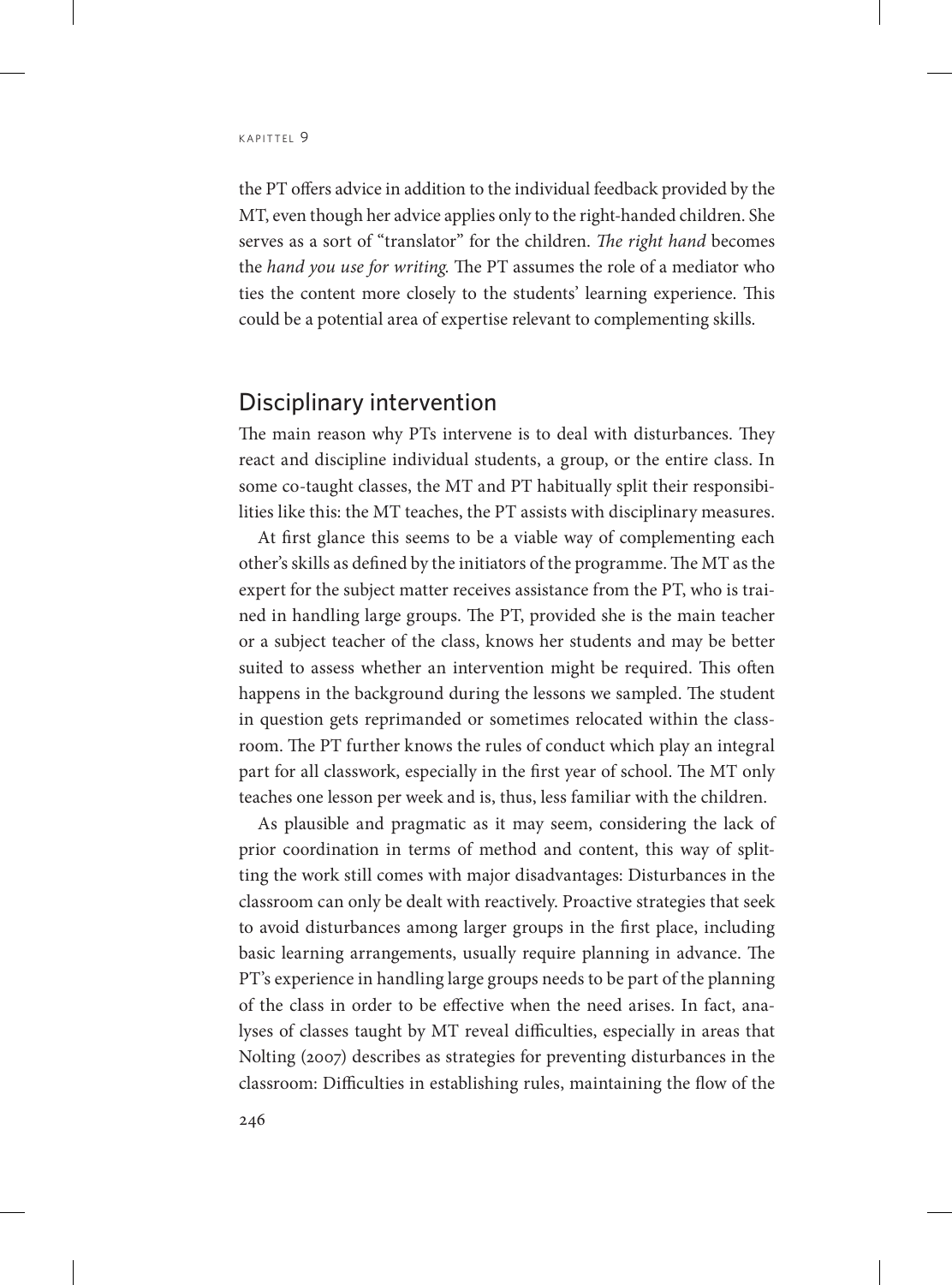the PT offers advice in addition to the individual feedback provided by the MT, even though her advice applies only to the right-handed children. She serves as a sort of "translator" for the children. *The right hand* becomes the *hand you use for writing.* The PT assumes the role of a mediator who ties the content more closely to the students' learning experience. This could be a potential area of expertise relevant to complementing skills.

## Disciplinary intervention

The main reason why PTs intervene is to deal with disturbances. They react and discipline individual students, a group, or the entire class. In some co-taught classes, the MT and PT habitually split their responsibilities like this: the MT teaches, the PT assists with disciplinary measures.

At first glance this seems to be a viable way of complementing each other's skills as defined by the initiators of the programme. The MT as the expert for the subject matter receives assistance from the PT, who is trained in handling large groups. The PT, provided she is the main teacher or a subject teacher of the class, knows her students and may be better suited to assess whether an intervention might be required. This often happens in the background during the lessons we sampled. The student in question gets reprimanded or sometimes relocated within the classroom. The PT further knows the rules of conduct which play an integral part for all classwork, especially in the first year of school. The MT only teaches one lesson per week and is, thus, less familiar with the children.

As plausible and pragmatic as it may seem, considering the lack of prior coordination in terms of method and content, this way of splitting the work still comes with major disadvantages: Disturbances in the classroom can only be dealt with reactively. Proactive strategies that seek to avoid disturbances among larger groups in the first place, including basic learning arrangements, usually require planning in advance. The PT's experience in handling large groups needs to be part of the planning of the class in order to be effective when the need arises. In fact, analyses of classes taught by MT reveal difficulties, especially in areas that Nolting (2007) describes as strategies for preventing disturbances in the classroom: Difficulties in establishing rules, maintaining the flow of the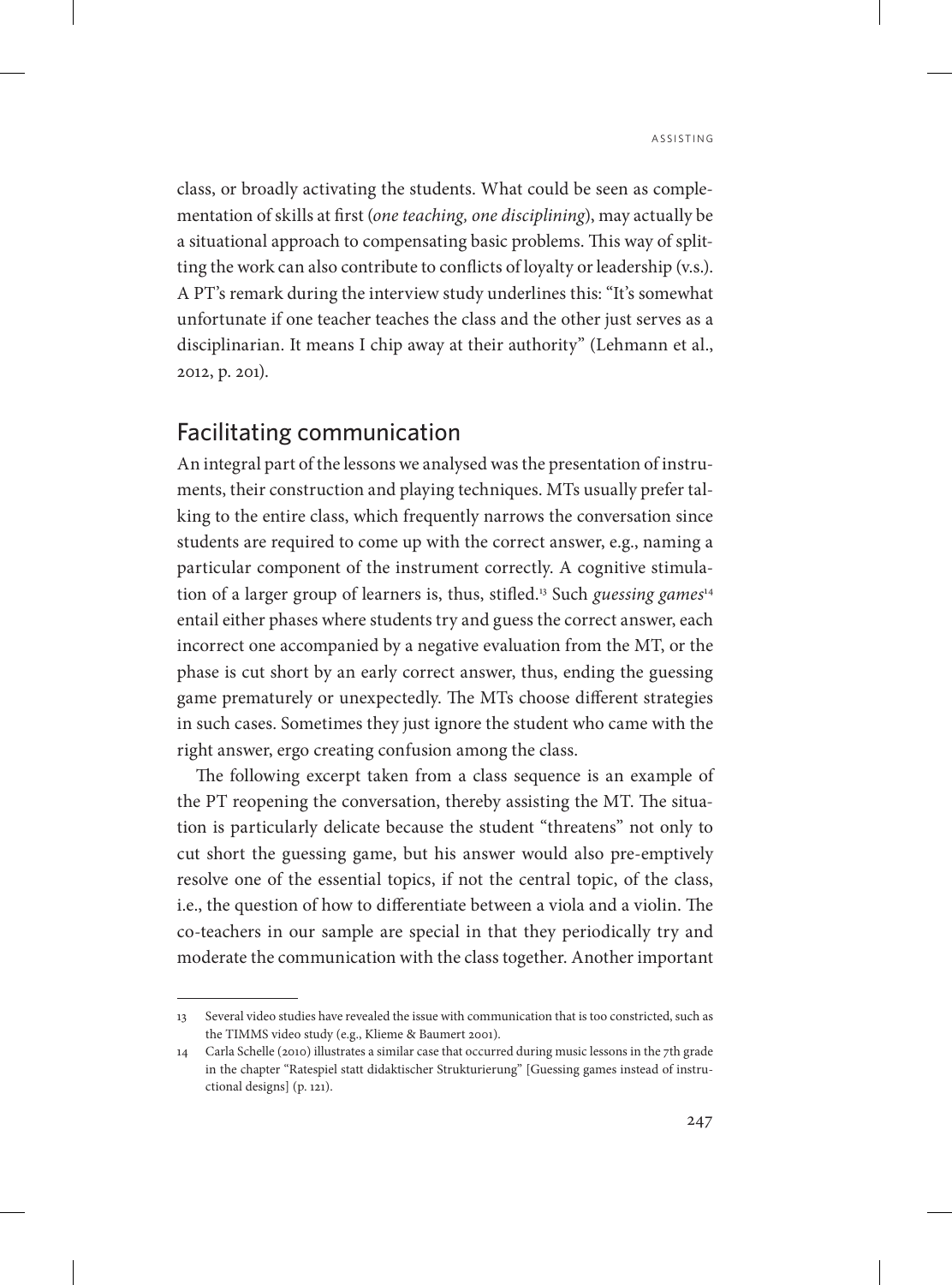class, or broadly activating the students. What could be seen as complementation of skills at first (*one teaching, one disciplining*), may actually be a situational approach to compensating basic problems. This way of splitting the work can also contribute to conflicts of loyalty or leadership (v.s.). A PT's remark during the interview study underlines this: "It's somewhat unfortunate if one teacher teaches the class and the other just serves as a disciplinarian. It means I chip away at their authority" (Lehmann et al., 2012, p. 201).

## Facilitating communication

An integral part of the lessons we analysed was the presentation of instruments, their construction and playing techniques. MTs usually prefer talking to the entire class, which frequently narrows the conversation since students are required to come up with the correct answer, e.g., naming a particular component of the instrument correctly. A cognitive stimulation of a larger group of learners is, thus, stifled.[13] Such *guessing games*[14] entail either phases where students try and guess the correct answer, each incorrect one accompanied by a negative evaluation from the MT, or the phase is cut short by an early correct answer, thus, ending the guessing game prematurely or unexpectedly. The MTs choose different strategies in such cases. Sometimes they just ignore the student who came with the right answer, ergo creating confusion among the class.

The following excerpt taken from a class sequence is an example of the PT reopening the conversation, thereby assisting the MT. The situation is particularly delicate because the student "threatens" not only to cut short the guessing game, but his answer would also pre-emptively resolve one of the essential topics, if not the central topic, of the class, i.e., the question of how to differentiate between a viola and a violin. The co-teachers in our sample are special in that they periodically try and moderate the communication with the class together. Another important

---

13 Several video studies have revealed the issue with communication that is too constricted, such as the TIMMS video study (e.g., Klieme & Baumert 2001).

14 Carla Schelle (2010) illustrates a similar case that occurred during music lessons in the 7th grade in the chapter "Ratespiel statt didaktischer Strukturierung" [Guessing games instead of instructional designs] (p. 121).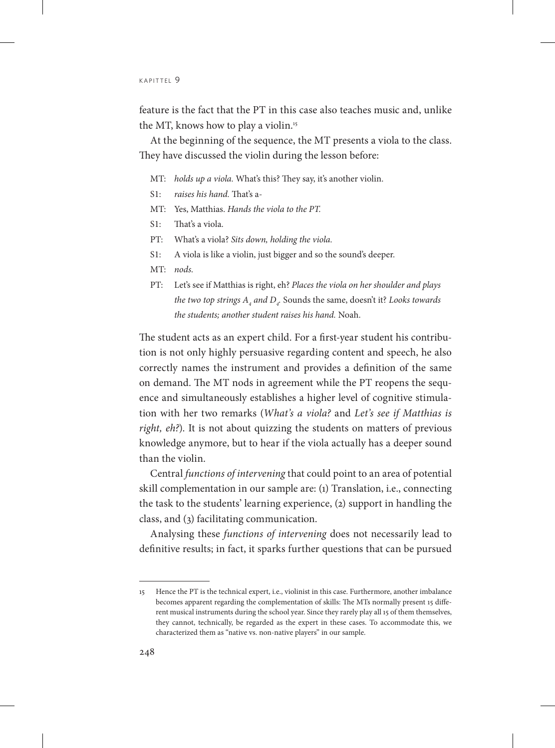feature is the fact that the PT in this case also teaches music and, unlike the MT, knows how to play a violin.[15]

At the beginning of the sequence, the MT presents a viola to the class. They have discussed the violin during the lesson before:

MT: *holds up a viola.* What's this? They say, it's another violin.

S1: *raises his hand.* That's a-

MT: Yes, Matthias. *Hands the viola to the PT.*

S1: That's a viola.

PT: What's a viola? *Sits down, holding the viola.*

S1: A viola is like a violin, just bigger and so the sound's deeper.

MT: *nods.*

PT: Let's see if Matthias is right, eh? *Places the viola on her shoulder and plays the two top strings $A_4$ and $D_4$.* Sounds the same, doesn't it? *Looks towards the students; another student raises his hand.* Noah.

The student acts as an expert child. For a first-year student his contribution is not only highly persuasive regarding content and speech, he also correctly names the instrument and provides a definition of the same on demand. The MT nods in agreement while the PT reopens the sequence and simultaneously establishes a higher level of cognitive stimulation with her two remarks (*What's a viola?* and *Let's see if Matthias is right, eh?*). It is not about quizzing the students on matters of previous knowledge anymore, but to hear if the viola actually has a deeper sound than the violin.

Central *functions of intervening* that could point to an area of potential skill complementation in our sample are: (1) Translation, i.e., connecting the task to the students' learning experience, (2) support in handling the class, and (3) facilitating communication.

Analysing these *functions of intervening* does not necessarily lead to definitive results; in fact, it sparks further questions that can be pursued

---

[15] Hence the PT is the technical expert, i.e., violinist in this case. Furthermore, another imbalance becomes apparent regarding the complementation of skills: The MTs normally present 15 different musical instruments during the school year. Since they rarely play all 15 of them themselves, they cannot, technically, be regarded as the expert in these cases. To accommodate this, we characterized them as "native vs. non-native players" in our sample.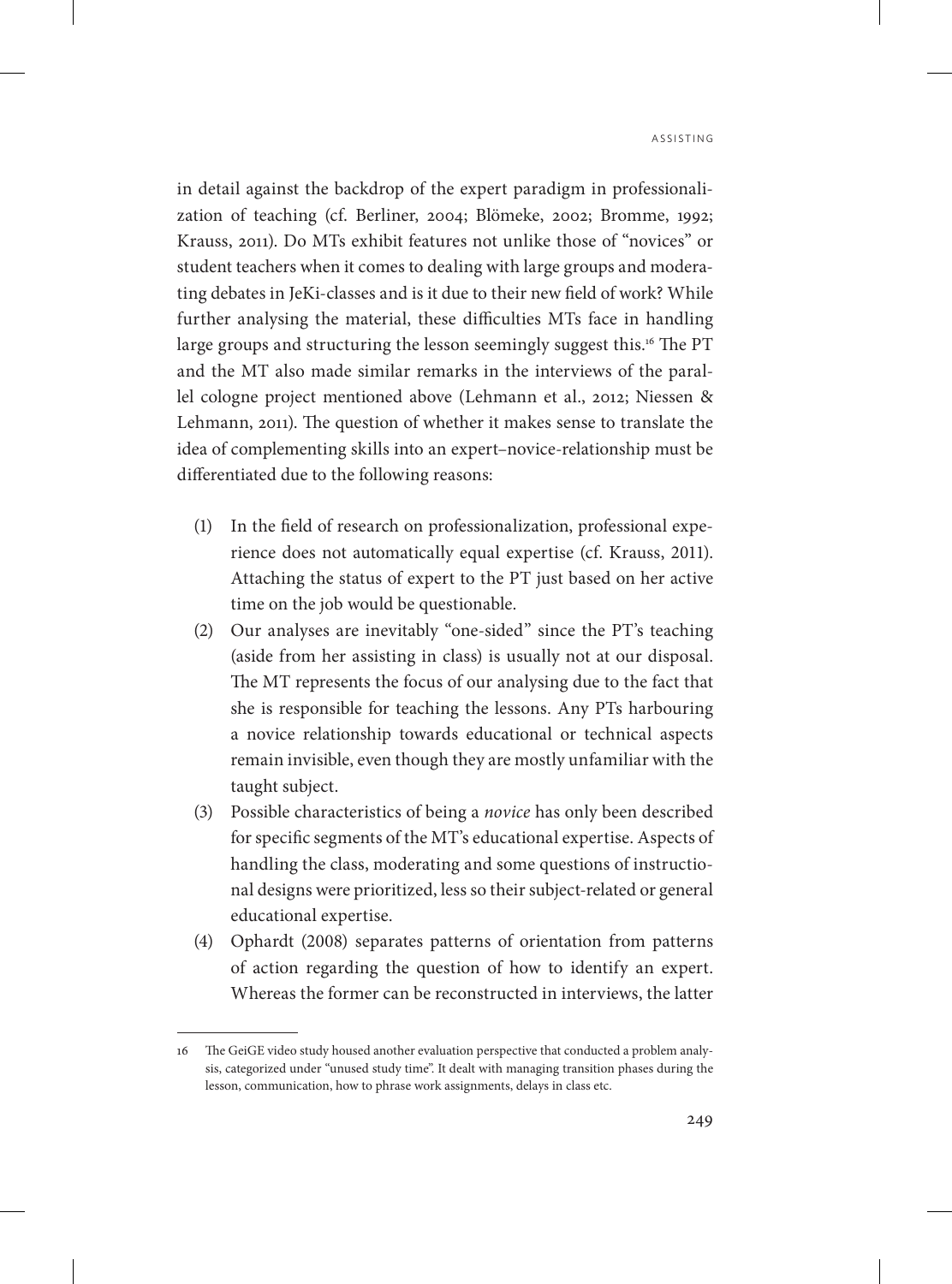in detail against the backdrop of the expert paradigm in professionalization of teaching (cf. Berliner, 2004; Blömeke, 2002; Bromme, 1992; Krauss, 2011). Do MTs exhibit features not unlike those of "novices" or student teachers when it comes to dealing with large groups and moderating debates in JeKi-classes and is it due to their new field of work? While further analysing the material, these difficulties MTs face in handling large groups and structuring the lesson seemingly suggest this.[16] The PT and the MT also made similar remarks in the interviews of the parallel cologne project mentioned above (Lehmann et al., 2012; Niessen & Lehmann, 2011). The question of whether it makes sense to translate the idea of complementing skills into an expert–novice-relationship must be differentiated due to the following reasons:

(1) In the field of research on professionalization, professional experience does not automatically equal expertise (cf. Krauss, 2011). Attaching the status of expert to the PT just based on her active time on the job would be questionable.
(2) Our analyses are inevitably "one-sided" since the PT's teaching (aside from her assisting in class) is usually not at our disposal. The MT represents the focus of our analysing due to the fact that she is responsible for teaching the lessons. Any PTs harbouring a novice relationship towards educational or technical aspects remain invisible, even though they are mostly unfamiliar with the taught subject.
(3) Possible characteristics of being a *novice* has only been described for specific segments of the MT's educational expertise. Aspects of handling the class, moderating and some questions of instructional designs were prioritized, less so their subject-related or general educational expertise.
(4) Ophardt (2008) separates patterns of orientation from patterns of action regarding the question of how to identify an expert. Whereas the former can be reconstructed in interviews, the latter

---

16 The GeiGE video study housed another evaluation perspective that conducted a problem analysis, categorized under "unused study time". It dealt with managing transition phases during the lesson, communication, how to phrase work assignments, delays in class etc.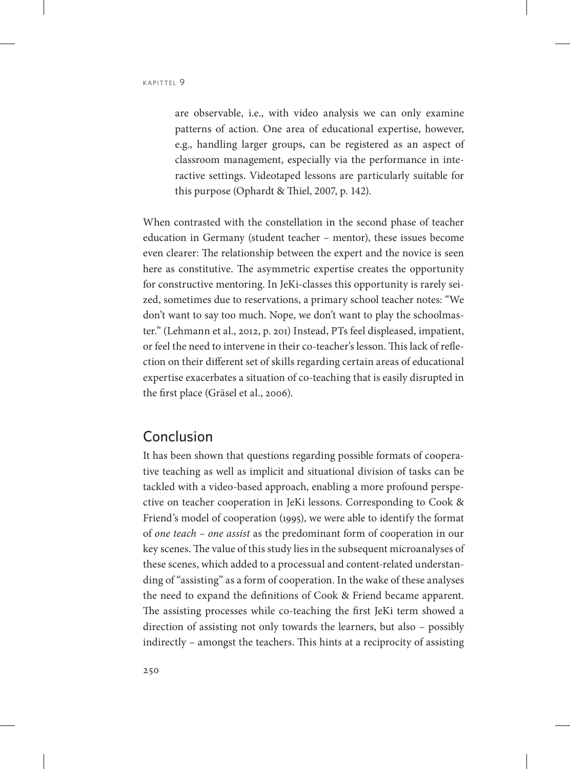are observable, i.e., with video analysis we can only examine patterns of action. One area of educational expertise, however, e.g., handling larger groups, can be registered as an aspect of classroom management, especially via the performance in interactive settings. Videotaped lessons are particularly suitable for this purpose (Ophardt & Thiel, 2007, p. 142).

When contrasted with the constellation in the second phase of teacher education in Germany (student teacher – mentor), these issues become even clearer: The relationship between the expert and the novice is seen here as constitutive. The asymmetric expertise creates the opportunity for constructive mentoring. In JeKi-classes this opportunity is rarely seized, sometimes due to reservations, a primary school teacher notes: "We don't want to say too much. Nope, we don't want to play the schoolmaster." (Lehmann et al., 2012, p. 201) Instead, PTs feel displeased, impatient, or feel the need to intervene in their co-teacher's lesson. This lack of reflection on their different set of skills regarding certain areas of educational expertise exacerbates a situation of co-teaching that is easily disrupted in the first place (Gräsel et al., 2006).

## Conclusion

It has been shown that questions regarding possible formats of cooperative teaching as well as implicit and situational division of tasks can be tackled with a video-based approach, enabling a more profound perspective on teacher cooperation in JeKi lessons. Corresponding to Cook & Friend's model of cooperation (1995), we were able to identify the format of *one teach – one assist* as the predominant form of cooperation in our key scenes. The value of this study lies in the subsequent microanalyses of these scenes, which added to a processual and content-related understanding of "assisting" as a form of cooperation. In the wake of these analyses the need to expand the definitions of Cook & Friend became apparent. The assisting processes while co-teaching the first JeKi term showed a direction of assisting not only towards the learners, but also – possibly indirectly – amongst the teachers. This hints at a reciprocity of assisting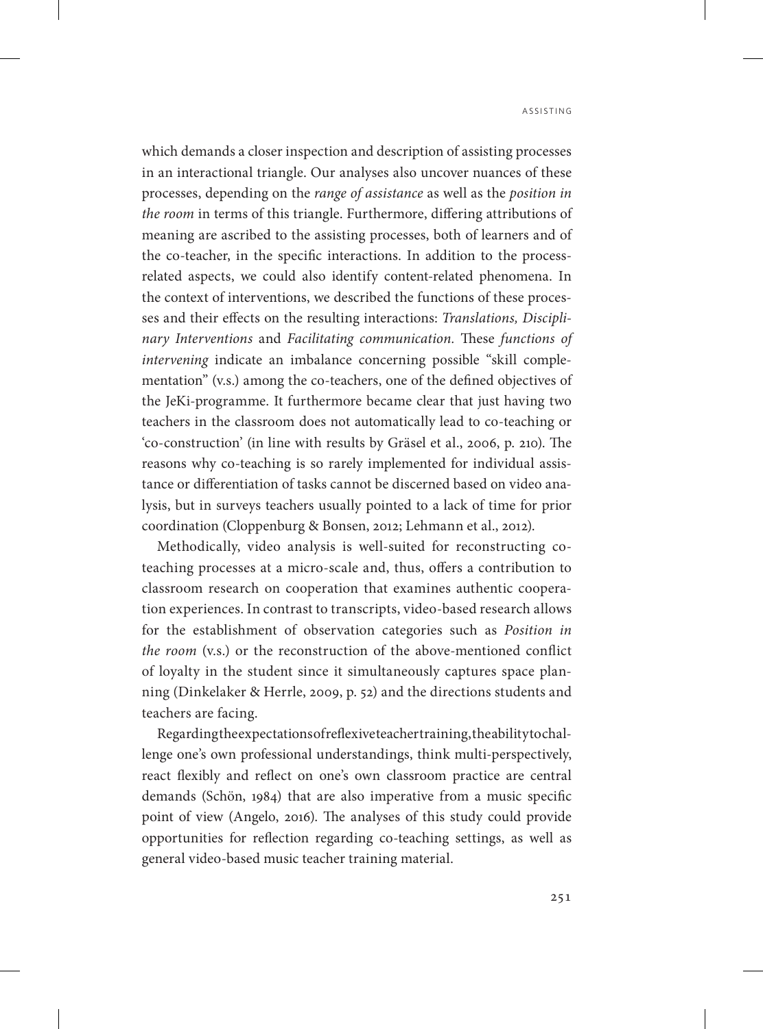which demands a closer inspection and description of assisting processes in an interactional triangle. Our analyses also uncover nuances of these processes, depending on the *range of assistance* as well as the *position in the room* in terms of this triangle. Furthermore, differing attributions of meaning are ascribed to the assisting processes, both of learners and of the co-teacher, in the specific interactions. In addition to the process-related aspects, we could also identify content-related phenomena. In the context of interventions, we described the functions of these processes and their effects on the resulting interactions: *Translations, Disciplinary Interventions* and *Facilitating communication.* These *functions of intervening* indicate an imbalance concerning possible "skill complementation" (v.s.) among the co-teachers, one of the defined objectives of the JeKi-programme. It furthermore became clear that just having two teachers in the classroom does not automatically lead to co-teaching or 'co-construction' (in line with results by Gräsel et al., 2006, p. 210). The reasons why co-teaching is so rarely implemented for individual assistance or differentiation of tasks cannot be discerned based on video analysis, but in surveys teachers usually pointed to a lack of time for prior coordination (Cloppenburg & Bonsen, 2012; Lehmann et al., 2012).

Methodically, video analysis is well-suited for reconstructing co-teaching processes at a micro-scale and, thus, offers a contribution to classroom research on cooperation that examines authentic cooperation experiences. In contrast to transcripts, video-based research allows for the establishment of observation categories such as *Position in the room* (v.s.) or the reconstruction of the above-mentioned conflict of loyalty in the student since it simultaneously captures space planning (Dinkelaker & Herrle, 2009, p. 52) and the directions students and teachers are facing.

Regarding the expectations of reflexive teacher training, the ability to challenge one's own professional understandings, think multi-perspectively, react flexibly and reflect on one's own classroom practice are central demands (Schön, 1984) that are also imperative from a music specific point of view (Angelo, 2016). The analyses of this study could provide opportunities for reflection regarding co-teaching settings, as well as general video-based music teacher training material.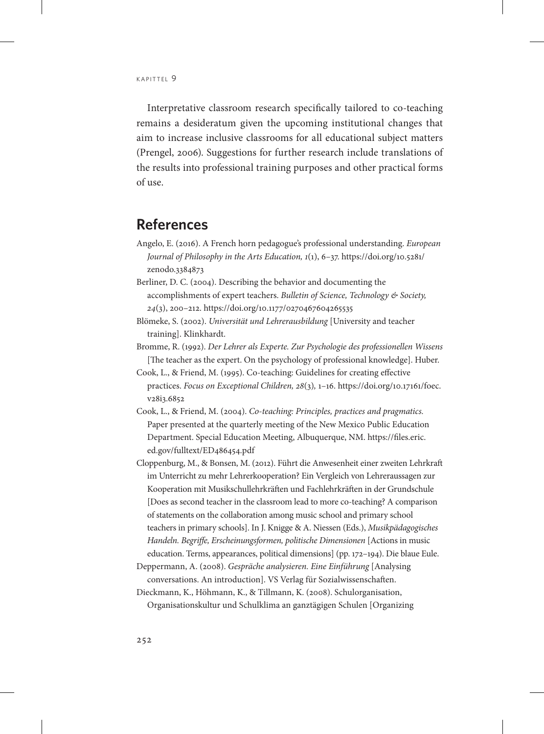Interpretative classroom research specifically tailored to co-teaching remains a desideratum given the upcoming institutional changes that aim to increase inclusive classrooms for all educational subject matters (Prengel, 2006). Suggestions for further research include translations of the results into professional training purposes and other practical forms of use.

## References

Angelo, E. (2016). A French horn pedagogue's professional understanding. *European Journal of Philosophy in the Arts Education, 1*(1), 6–37. https://doi.org/10.5281/zenodo.3384873

Berliner, D. C. (2004). Describing the behavior and documenting the accomplishments of expert teachers. *Bulletin of Science, Technology & Society, 24*(3), 200–212. https://doi.org/10.1177/0270467604265535

Blömeke, S. (2002). *Universität und Lehrerausbildung* [University and teacher training]. Klinkhardt.

Bromme, R. (1992). *Der Lehrer als Experte. Zur Psychologie des professionellen Wissens* [The teacher as the expert. On the psychology of professional knowledge]. Huber.

Cook, L., & Friend, M. (1995). Co-teaching: Guidelines for creating effective practices. *Focus on Exceptional Children, 28*(3), 1–16. https://doi.org/10.17161/foec.v28i3.6852

Cook, L., & Friend, M. (2004). *Co-teaching: Principles, practices and pragmatics.* Paper presented at the quarterly meeting of the New Mexico Public Education Department. Special Education Meeting, Albuquerque, NM. https://files.eric.ed.gov/fulltext/ED486454.pdf

Cloppenburg, M., & Bonsen, M. (2012). Führt die Anwesenheit einer zweiten Lehrkraft im Unterricht zu mehr Lehrerkooperation? Ein Vergleich von Lehreraussagen zur Kooperation mit Musikschullehrkräften und Fachlehrkräften in der Grundschule [Does as second teacher in the classroom lead to more co-teaching? A comparison of statements on the collaboration among music school and primary school teachers in primary schools]. In J. Knigge & A. Niessen (Eds.), *Musikpädagogisches Handeln. Begriffe, Erscheinungsformen, politische Dimensionen* [Actions in music education. Terms, appearances, political dimensions] (pp. 172–194). Die blaue Eule.

Deppermann, A. (2008). *Gespräche analysieren. Eine Einführung* [Analysing conversations. An introduction]. VS Verlag für Sozialwissenschaften.

Dieckmann, K., Höhmann, K., & Tillmann, K. (2008). Schulorganisation, Organisationskultur und Schulklima an ganztägigen Schulen [Organizing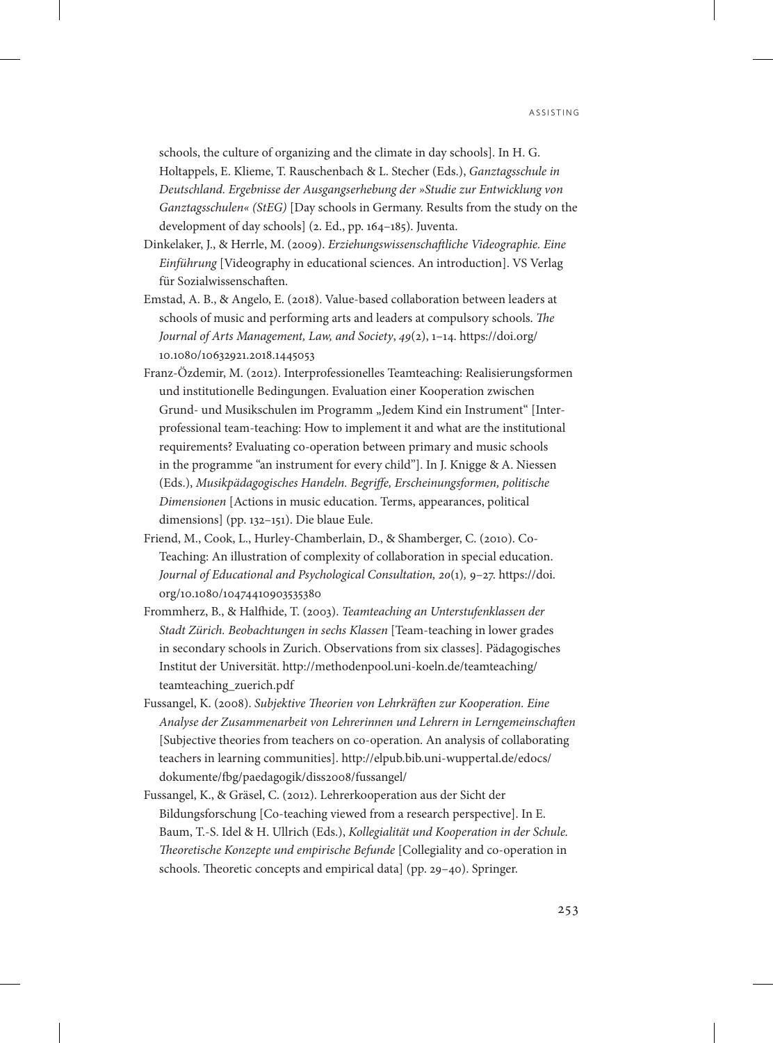schools, the culture of organizing and the climate in day schools]. In H. G. Holtappels, E. Klieme, T. Rauschenbach & L. Stecher (Eds.), *Ganztagsschule in Deutschland. Ergebnisse der Ausgangserhebung der »Studie zur Entwicklung von Ganztagsschulen« (StEG)* [Day schools in Germany. Results from the study on the development of day schools] (2. Ed., pp. 164–185). Juventa.

Dinkelaker, J., & Herrle, M. (2009). *Erziehungswissenschaftliche Videographie. Eine Einführung* [Videography in educational sciences. An introduction]. VS Verlag für Sozialwissenschaften.

Emstad, A. B., & Angelo, E. (2018). Value-based collaboration between leaders at schools of music and performing arts and leaders at compulsory schools. *The Journal of Arts Management, Law, and Society*, *49*(2), 1–14. https://doi.org/10.1080/10632921.2018.1445053

Franz-Özdemir, M. (2012). Interprofessionelles Teamteaching: Realisierungsformen und institutionelle Bedingungen. Evaluation einer Kooperation zwischen Grund- und Musikschulen im Programm „Jedem Kind ein Instrument" [Interprofessional team-teaching: How to implement it and what are the institutional requirements? Evaluating co-operation between primary and music schools in the programme "an instrument for every child"]. In J. Knigge & A. Niessen (Eds.), *Musikpädagogisches Handeln. Begriffe, Erscheinungsformen, politische Dimensionen* [Actions in music education. Terms, appearances, political dimensions] (pp. 132–151). Die blaue Eule.

Friend, M., Cook, L., Hurley-Chamberlain, D., & Shamberger, C. (2010). Co-Teaching: An illustration of complexity of collaboration in special education. *Journal of Educational and Psychological Consultation, 20*(1)*,* 9–27. https://doi.org/10.1080/10474410903535380

Frommherz, B., & Halfhide, T. (2003). *Teamteaching an Unterstufenklassen der Stadt Zürich. Beobachtungen in sechs Klassen* [Team-teaching in lower grades in secondary schools in Zurich. Observations from six classes]. Pädagogisches Institut der Universität. http://methodenpool.uni-koeln.de/teamteaching/teamteaching_zuerich.pdf

Fussangel, K. (2008). *Subjektive Theorien von Lehrkräften zur Kooperation. Eine Analyse der Zusammenarbeit von Lehrerinnen und Lehrern in Lerngemeinschaften* [Subjective theories from teachers on co-operation. An analysis of collaborating teachers in learning communities]. http://elpub.bib.uni-wuppertal.de/edocs/dokumente/fbg/paedagogik/diss2008/fussangel/

Fussangel, K., & Gräsel, C. (2012). Lehrerkooperation aus der Sicht der Bildungsforschung [Co-teaching viewed from a research perspective]. In E. Baum, T.-S. Idel & H. Ullrich (Eds.), *Kollegialität und Kooperation in der Schule. Theoretische Konzepte und empirische Befunde* [Collegiality and co-operation in schools. Theoretic concepts and empirical data] (pp. 29–40). Springer.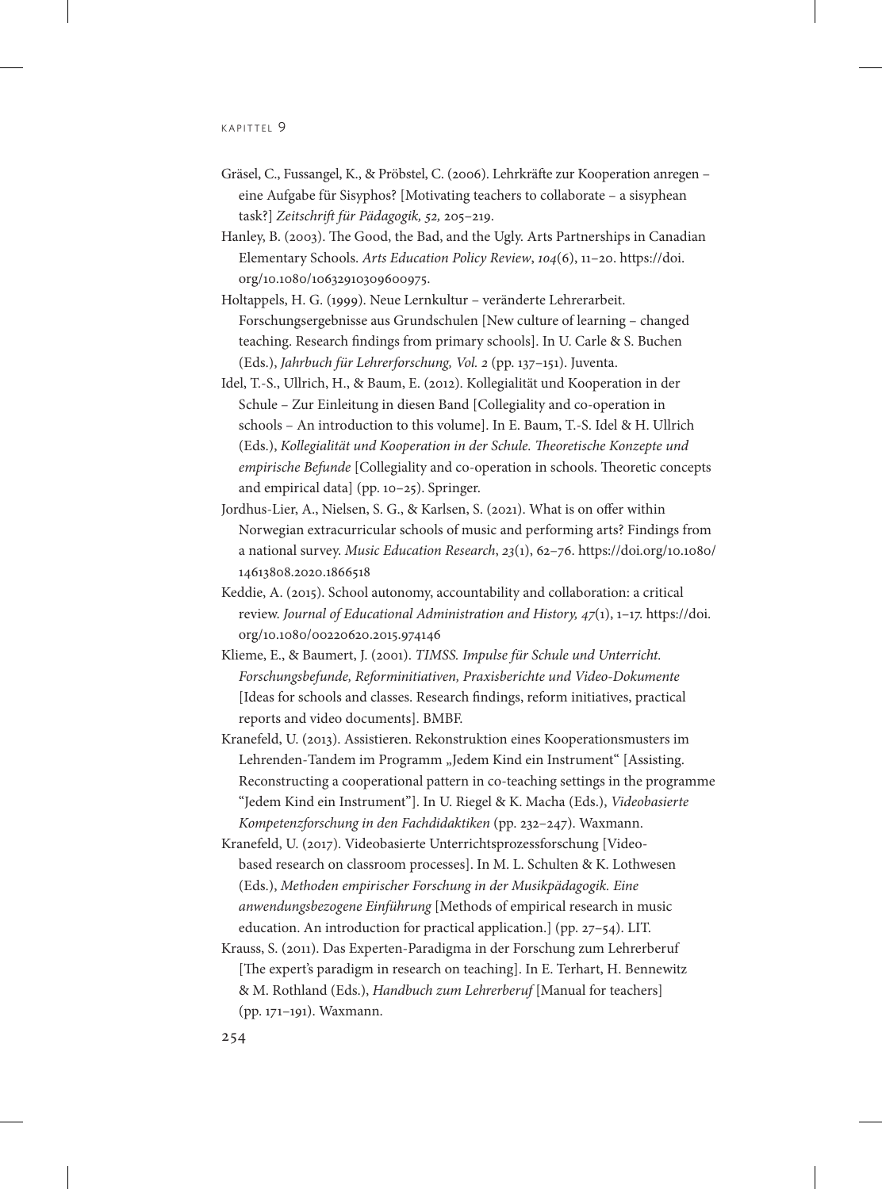Gräsel, C., Fussangel, K., & Pröbstel, C. (2006). Lehrkräfte zur Kooperation anregen – eine Aufgabe für Sisyphos? [Motivating teachers to collaborate – a sisyphean task?] *Zeitschrift für Pädagogik, 52,* 205–219.

Hanley, B. (2003). The Good, the Bad, and the Ugly. Arts Partnerships in Canadian Elementary Schools. *Arts Education Policy Review*, *104*(6), 11–20. https://doi.org/10.1080/10632910309600975.

Holtappels, H. G. (1999). Neue Lernkultur – veränderte Lehrerarbeit. Forschungsergebnisse aus Grundschulen [New culture of learning – changed teaching. Research findings from primary schools]. In U. Carle & S. Buchen (Eds.), *Jahrbuch für Lehrerforschung, Vol. 2* (pp. 137–151). Juventa.

Idel, T.-S., Ullrich, H., & Baum, E. (2012). Kollegialität und Kooperation in der Schule – Zur Einleitung in diesen Band [Collegiality and co-operation in schools – An introduction to this volume]. In E. Baum, T.-S. Idel & H. Ullrich (Eds.), *Kollegialität und Kooperation in der Schule. Theoretische Konzepte und empirische Befunde* [Collegiality and co-operation in schools. Theoretic concepts and empirical data] (pp. 10–25). Springer.

Jordhus-Lier, A., Nielsen, S. G., & Karlsen, S. (2021). What is on offer within Norwegian extracurricular schools of music and performing arts? Findings from a national survey. *Music Education Research*, *23*(1), 62–76. https://doi.org/10.1080/14613808.2020.1866518

Keddie, A. (2015). School autonomy, accountability and collaboration: a critical review. *Journal of Educational Administration and History, 47*(1), 1–17. https://doi.org/10.1080/00220620.2015.974146

Klieme, E., & Baumert, J. (2001). *TIMSS. Impulse für Schule und Unterricht. Forschungsbefunde, Reforminitiativen, Praxisberichte und Video-Dokumente* [Ideas for schools and classes. Research findings, reform initiatives, practical reports and video documents]. BMBF.

Kranefeld, U. (2013). Assistieren. Rekonstruktion eines Kooperationsmusters im Lehrenden-Tandem im Programm „Jedem Kind ein Instrument" [Assisting. Reconstructing a cooperational pattern in co-teaching settings in the programme "Jedem Kind ein Instrument"]. In U. Riegel & K. Macha (Eds.), *Videobasierte Kompetenzforschung in den Fachdidaktiken* (pp. 232–247). Waxmann.

Kranefeld, U. (2017). Videobasierte Unterrichtsprozessforschung [Video-based research on classroom processes]. In M. L. Schulten & K. Lothwesen (Eds.), *Methoden empirischer Forschung in der Musikpädagogik. Eine anwendungsbezogene Einführung* [Methods of empirical research in music education. An introduction for practical application.] (pp. 27–54). LIT.

Krauss, S. (2011). Das Experten-Paradigma in der Forschung zum Lehrerberuf [The expert's paradigm in research on teaching]. In E. Terhart, H. Bennewitz & M. Rothland (Eds.), *Handbuch zum Lehrerberuf* [Manual for teachers] (pp. 171–191). Waxmann.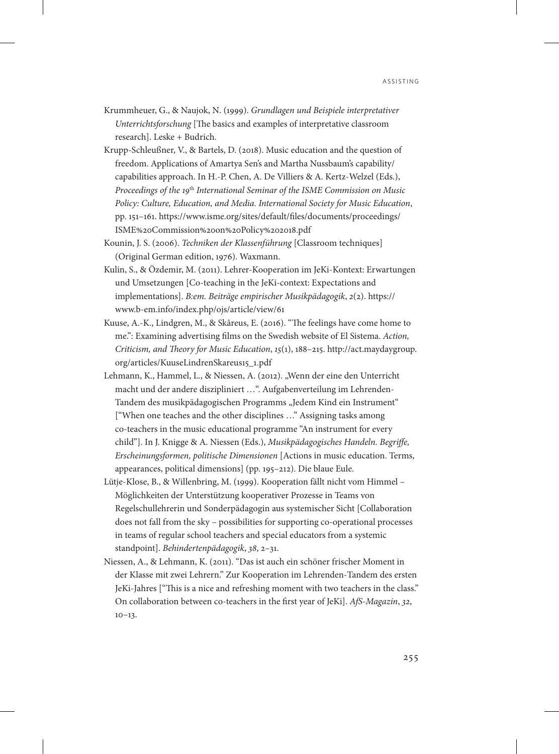Krummheuer, G., & Naujok, N. (1999). *Grundlagen und Beispiele interpretativer Unterrichtsforschung* [The basics and examples of interpretative classroom research]. Leske + Budrich.

Krupp-Schleußner, V., & Bartels, D. (2018). Music education and the question of freedom. Applications of Amartya Sen's and Martha Nussbaum's capability/capabilities approach. In H.-P. Chen, A. De Villiers & A. Kertz-Welzel (Eds.), *Proceedings of the 19th International Seminar of the ISME Commission on Music Policy: Culture, Education, and Media. International Society for Music Education*, pp. 151–161. https://www.isme.org/sites/default/files/documents/proceedings/ISME%20Commission%20on%20Policy%202018.pdf

Kounin, J. S. (2006). *Techniken der Klassenführung* [Classroom techniques] (Original German edition, 1976). Waxmann.

Kulin, S., & Özdemir, M. (2011). Lehrer-Kooperation im JeKi-Kontext: Erwartungen und Umsetzungen [Co-teaching in the JeKi-context: Expectations and implementations]. *B:em. Beiträge empirischer Musikpädagogik*, *2*(2). https://www.b-em.info/index.php/ojs/article/view/61

Kuuse, A.-K., Lindgren, M., & Skåreus, E. (2016). "The feelings have come home to me.": Examining advertising films on the Swedish website of El Sistema. *Action, Criticism, and Theory for Music Education*, *15*(1), 188–215. http://act.maydaygroup.org/articles/KuuseLindrenSkareus15_1.pdf

Lehmann, K., Hammel, L., & Niessen, A. (2012). „Wenn der eine den Unterricht macht und der andere diszipliniert …". Aufgabenverteilung im Lehrenden-Tandem des musikpädagogischen Programms „Jedem Kind ein Instrument" ["When one teaches and the other disciplines …" Assigning tasks among co-teachers in the music educational programme "An instrument for every child"]. In J. Knigge & A. Niessen (Eds.), *Musikpädagogisches Handeln. Begriffe, Erscheinungsformen, politische Dimensionen* [Actions in music education. Terms, appearances, political dimensions] (pp. 195–212). Die blaue Eule.

Lütje-Klose, B., & Willenbring, M. (1999). Kooperation fällt nicht vom Himmel – Möglichkeiten der Unterstützung kooperativer Prozesse in Teams von Regelschullehrerin und Sonderpädagogin aus systemischer Sicht [Collaboration does not fall from the sky – possibilities for supporting co-operational processes in teams of regular school teachers and special educators from a systemic standpoint]. *Behindertenpädagogik*, *38*, 2–31.

Niessen, A., & Lehmann, K. (2011). "Das ist auch ein schöner frischer Moment in der Klasse mit zwei Lehrern." Zur Kooperation im Lehrenden-Tandem des ersten JeKi-Jahres ["This is a nice and refreshing moment with two teachers in the class." On collaboration between co-teachers in the first year of JeKi]. *AfS-Magazin*, *32*, 10–13.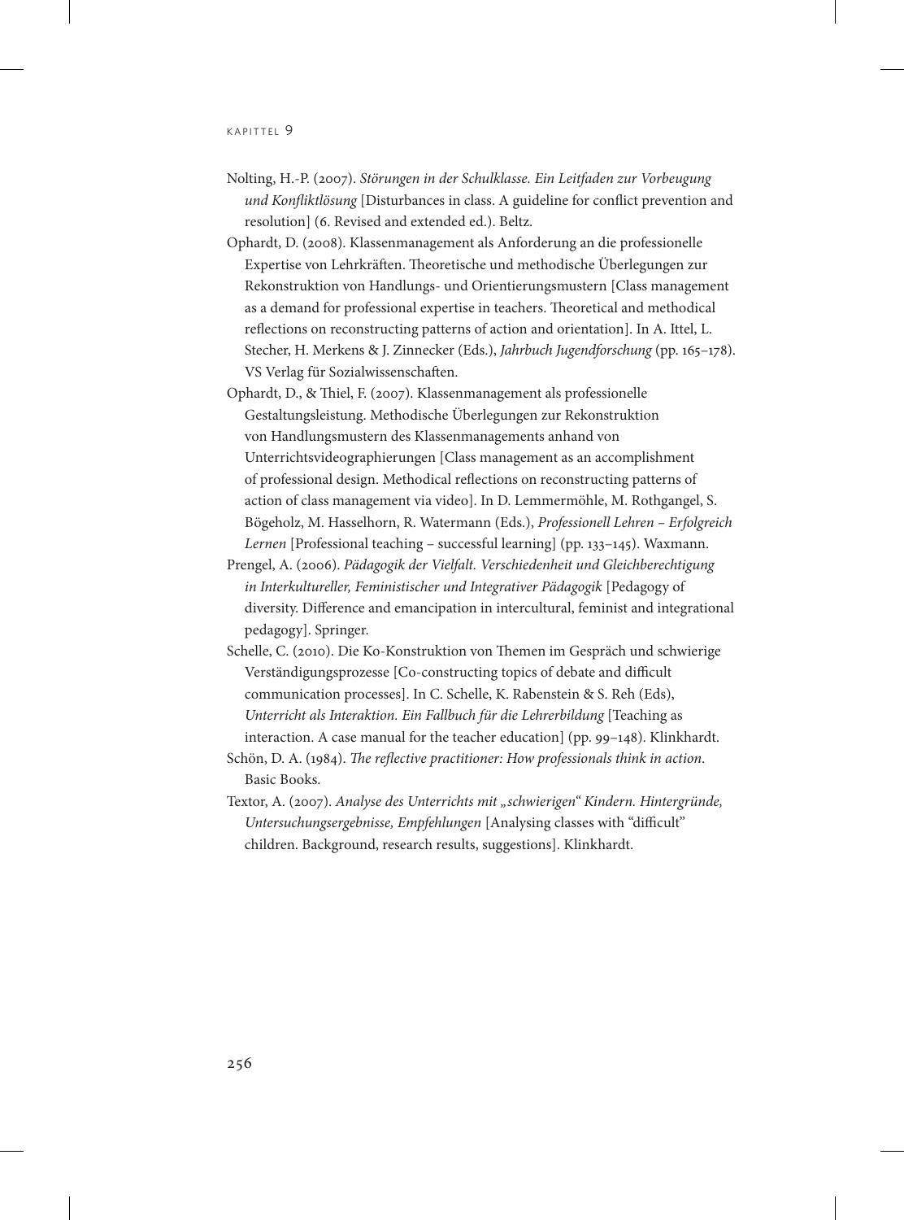Nolting, H.-P. (2007). *Störungen in der Schulklasse. Ein Leitfaden zur Vorbeugung und Konfliktlösung* [Disturbances in class. A guideline for conflict prevention and resolution] (6. Revised and extended ed.). Beltz.

Ophardt, D. (2008). Klassenmanagement als Anforderung an die professionelle Expertise von Lehrkräften. Theoretische und methodische Überlegungen zur Rekonstruktion von Handlungs- und Orientierungsmustern [Class management as a demand for professional expertise in teachers. Theoretical and methodical reflections on reconstructing patterns of action and orientation]. In A. Ittel, L. Stecher, H. Merkens & J. Zinnecker (Eds.), *Jahrbuch Jugendforschung* (pp. 165–178). VS Verlag für Sozialwissenschaften.

Ophardt, D., & Thiel, F. (2007). Klassenmanagement als professionelle Gestaltungsleistung. Methodische Überlegungen zur Rekonstruktion von Handlungsmustern des Klassenmanagements anhand von Unterrichtsvideographierungen [Class management as an accomplishment of professional design. Methodical reflections on reconstructing patterns of action of class management via video]. In D. Lemmermöhle, M. Rothgangel, S. Bögeholz, M. Hasselhorn, R. Watermann (Eds.), *Professionell Lehren – Erfolgreich Lernen* [Professional teaching – successful learning] (pp. 133–145). Waxmann.

Prengel, A. (2006). *Pädagogik der Vielfalt. Verschiedenheit und Gleichberechtigung in Interkultureller, Feministischer und Integrativer Pädagogik* [Pedagogy of diversity. Difference and emancipation in intercultural, feminist and integrational pedagogy]. Springer.

Schelle, C. (2010). Die Ko-Konstruktion von Themen im Gespräch und schwierige Verständigungsprozesse [Co-constructing topics of debate and difficult communication processes]. In C. Schelle, K. Rabenstein & S. Reh (Eds), *Unterricht als Interaktion. Ein Fallbuch für die Lehrerbildung* [Teaching as interaction. A case manual for the teacher education] (pp. 99–148). Klinkhardt.

Schön, D. A. (1984). *The reflective practitioner: How professionals think in action*. Basic Books.

Textor, A. (2007). *Analyse des Unterrichts mit „schwierigen" Kindern. Hintergründe, Untersuchungsergebnisse, Empfehlungen* [Analysing classes with "difficult" children. Background, research results, suggestions]. Klinkhardt.